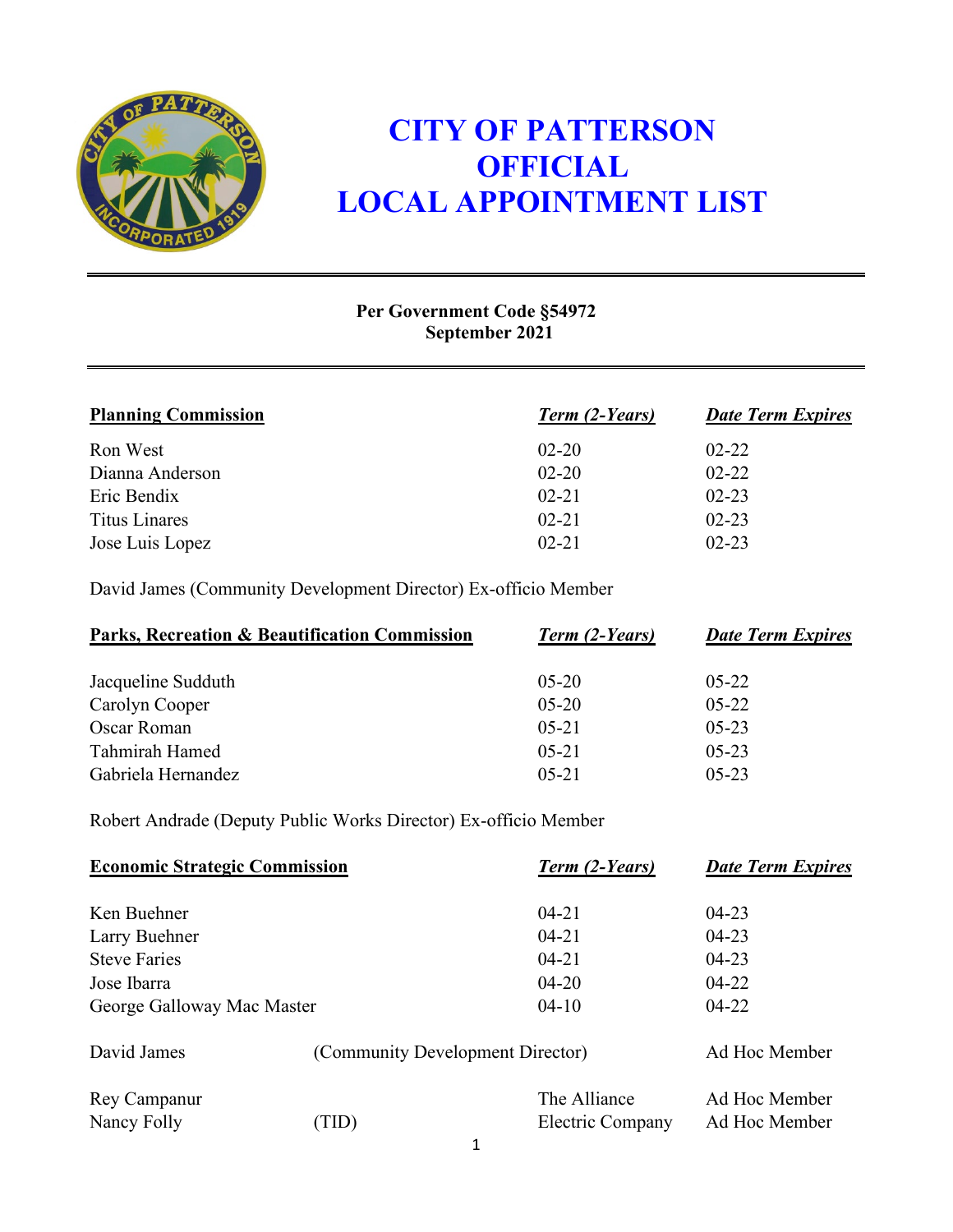# CITY OF PATTERSON OFFICIAL LOCAL APPOINTMENT LIST

**Per Government Code §54972**
**September 2021**

| **Planning Commission** | ***Term (2-Years)*** | ***Date Term Expires*** |
|---|---|---|
| Ron West | 02-20 | 02-22 |
| Dianna Anderson | 02-20 | 02-22 |
| Eric Bendix | 02-21 | 02-23 |
| Titus Linares | 02-21 | 02-23 |
| Jose Luis Lopez | 02-21 | 02-23 |

David James (Community Development Director) Ex-officio Member

| **Parks, Recreation & Beautification Commission** | ***Term (2-Years)*** | ***Date Term Expires*** |
|---|---|---|
| Jacqueline Sudduth | 05-20 | 05-22 |
| Carolyn Cooper | 05-20 | 05-22 |
| Oscar Roman | 05-21 | 05-23 |
| Tahmirah Hamed | 05-21 | 05-23 |
| Gabriela Hernandez | 05-21 | 05-23 |

Robert Andrade (Deputy Public Works Director) Ex-officio Member

| **Economic Strategic Commission** | | ***Term (2-Years)*** | ***Date Term Expires*** |
|---|---|---|---|
| Ken Buehner | | 04-21 | 04-23 |
| Larry Buehner | | 04-21 | 04-23 |
| Steve Faries | | 04-21 | 04-23 |
| Jose Ibarra | | 04-20 | 04-22 |
| George Galloway Mac Master | | 04-10 | 04-22 |
| David James | (Community Development Director) | | Ad Hoc Member |
| Rey Campanur | | The Alliance | Ad Hoc Member |
| Nancy Folly | (TID) | Electric Company | Ad Hoc Member |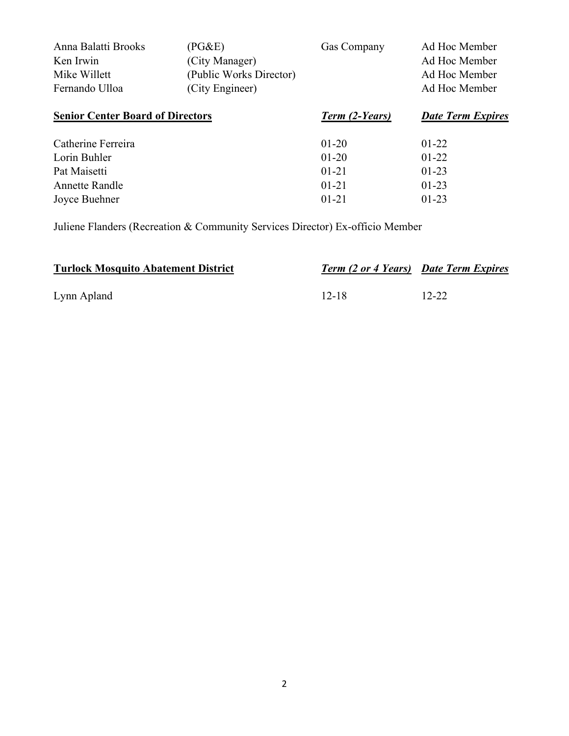| | | | |
|---|---|---|---|
| Anna Balatti Brooks | (PG&E) | Gas Company | Ad Hoc Member |
| Ken Irwin | (City Manager) | | Ad Hoc Member |
| Mike Willett | (Public Works Director) | | Ad Hoc Member |
| Fernando Ulloa | (City Engineer) | | Ad Hoc Member |

| **Senior Center Board of Directors** | ***Term (2-Years)*** | ***Date Term Expires*** |
|---|---|---|
| Catherine Ferreira | 01-20 | 01-22 |
| Lorin Buhler | 01-20 | 01-22 |
| Pat Maisetti | 01-21 | 01-23 |
| Annette Randle | 01-21 | 01-23 |
| Joyce Buehner | 01-21 | 01-23 |

Juliene Flanders (Recreation & Community Services Director) Ex-officio Member

| **Turlock Mosquito Abatement District** | ***Term (2 or 4 Years)*** | ***Date Term Expires*** |
|---|---|---|
| Lynn Apland | 12-18 | 12-22 |